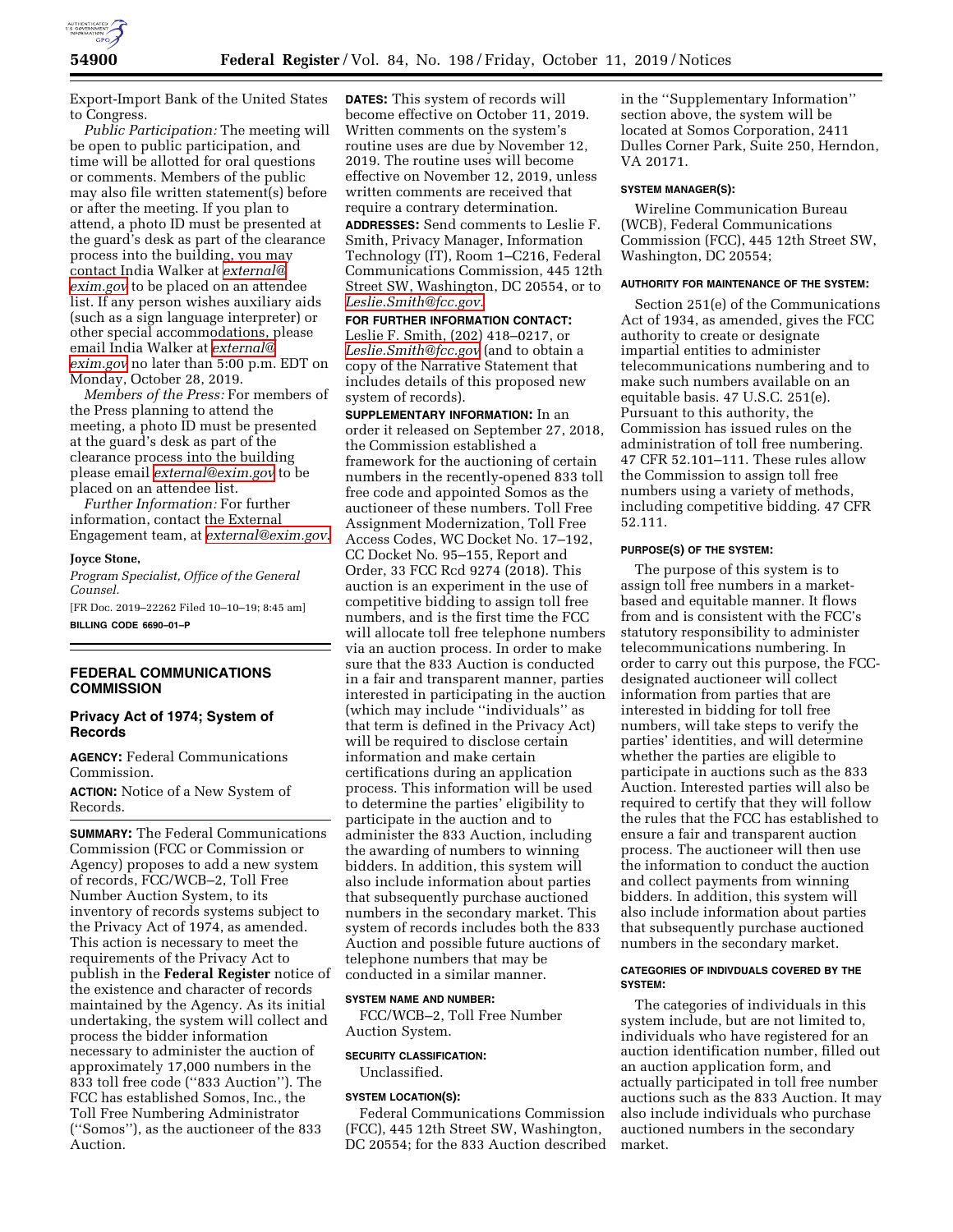Export-Import Bank of the United States to Congress.

*Public Participation:* The meeting will be open to public participation, and time will be allotted for oral questions or comments. Members of the public may also file written statement(s) before or after the meeting. If you plan to attend, a photo ID must be presented at the guard's desk as part of the clearance process into the building, you may contact India Walker at *external@exim.gov* to be placed on an attendee list. If any person wishes auxiliary aids (such as a sign language interpreter) or other special accommodations, please email India Walker at *external@exim.gov* no later than 5:00 p.m. EDT on Monday, October 28, 2019.

*Members of the Press:* For members of the Press planning to attend the meeting, a photo ID must be presented at the guard's desk as part of the clearance process into the building please email *external@exim.gov* to be placed on an attendee list.

*Further Information:* For further information, contact the External Engagement team, at *external@exim.gov.*

**Joyce Stone,**

*Program Specialist, Office of the General Counsel.*

[FR Doc. 2019–22262 Filed 10–10–19; 8:45 am]

**BILLING CODE 6690–01–P**

## FEDERAL COMMUNICATIONS COMMISSION

### Privacy Act of 1974; System of Records

**AGENCY:** Federal Communications Commission.

**ACTION:** Notice of a New System of Records.

**SUMMARY:** The Federal Communications Commission (FCC or Commission or Agency) proposes to add a new system of records, FCC/WCB–2, Toll Free Number Auction System, to its inventory of records systems subject to the Privacy Act of 1974, as amended. This action is necessary to meet the requirements of the Privacy Act to publish in the **Federal Register** notice of the existence and character of records maintained by the Agency. As its initial undertaking, the system will collect and process the bidder information necessary to administer the auction of approximately 17,000 numbers in the 833 toll free code (''833 Auction''). The FCC has established Somos, Inc., the Toll Free Numbering Administrator (''Somos''), as the auctioneer of the 833 Auction.

**DATES:** This system of records will become effective on October 11, 2019. Written comments on the system's routine uses are due by November 12, 2019. The routine uses will become effective on November 12, 2019, unless written comments are received that require a contrary determination.

**ADDRESSES:** Send comments to Leslie F. Smith, Privacy Manager, Information Technology (IT), Room 1–C216, Federal Communications Commission, 445 12th Street SW, Washington, DC 20554, or to *Leslie.Smith@fcc.gov.*

**FOR FURTHER INFORMATION CONTACT:** Leslie F. Smith, (202) 418–0217, or *Leslie.Smith@fcc.gov* (and to obtain a copy of the Narrative Statement that includes details of this proposed new system of records).

**SUPPLEMENTARY INFORMATION:** In an order it released on September 27, 2018, the Commission established a framework for the auctioning of certain numbers in the recently-opened 833 toll free code and appointed Somos as the auctioneer of these numbers. Toll Free Assignment Modernization, Toll Free Access Codes, WC Docket No. 17–192, CC Docket No. 95–155, Report and Order, 33 FCC Rcd 9274 (2018). This auction is an experiment in the use of competitive bidding to assign toll free numbers, and is the first time the FCC will allocate toll free telephone numbers via an auction process. In order to make sure that the 833 Auction is conducted in a fair and transparent manner, parties interested in participating in the auction (which may include ''individuals'' as that term is defined in the Privacy Act) will be required to disclose certain information and make certain certifications during an application process. This information will be used to determine the parties' eligibility to participate in the auction and to administer the 833 Auction, including the awarding of numbers to winning bidders. In addition, this system will also include information about parties that subsequently purchase auctioned numbers in the secondary market. This system of records includes both the 833 Auction and possible future auctions of telephone numbers that may be conducted in a similar manner.

#### SYSTEM NAME AND NUMBER:

FCC/WCB–2, Toll Free Number Auction System.

#### SECURITY CLASSIFICATION:

Unclassified.

#### SYSTEM LOCATION(S):

Federal Communications Commission (FCC), 445 12th Street SW, Washington, DC 20554; for the 833 Auction described in the ''Supplementary Information'' section above, the system will be located at Somos Corporation, 2411 Dulles Corner Park, Suite 250, Herndon, VA 20171.

#### SYSTEM MANAGER(S):

Wireline Communication Bureau (WCB), Federal Communications Commission (FCC), 445 12th Street SW, Washington, DC 20554;

#### AUTHORITY FOR MAINTENANCE OF THE SYSTEM:

Section 251(e) of the Communications Act of 1934, as amended, gives the FCC authority to create or designate impartial entities to administer telecommunications numbering and to make such numbers available on an equitable basis. 47 U.S.C. 251(e). Pursuant to this authority, the Commission has issued rules on the administration of toll free numbering. 47 CFR 52.101–111. These rules allow the Commission to assign toll free numbers using a variety of methods, including competitive bidding. 47 CFR 52.111.

#### PURPOSE(S) OF THE SYSTEM:

The purpose of this system is to assign toll free numbers in a market-based and equitable manner. It flows from and is consistent with the FCC's statutory responsibility to administer telecommunications numbering. In order to carry out this purpose, the FCC-designated auctioneer will collect information from parties that are interested in bidding for toll free numbers, will take steps to verify the parties' identities, and will determine whether the parties are eligible to participate in auctions such as the 833 Auction. Interested parties will also be required to certify that they will follow the rules that the FCC has established to ensure a fair and transparent auction process. The auctioneer will then use the information to conduct the auction and collect payments from winning bidders. In addition, this system will also include information about parties that subsequently purchase auctioned numbers in the secondary market.

#### CATEGORIES OF INDIVDUALS COVERED BY THE SYSTEM:

The categories of individuals in this system include, but are not limited to, individuals who have registered for an auction identification number, filled out an auction application form, and actually participated in toll free number auctions such as the 833 Auction. It may also include individuals who purchase auctioned numbers in the secondary market.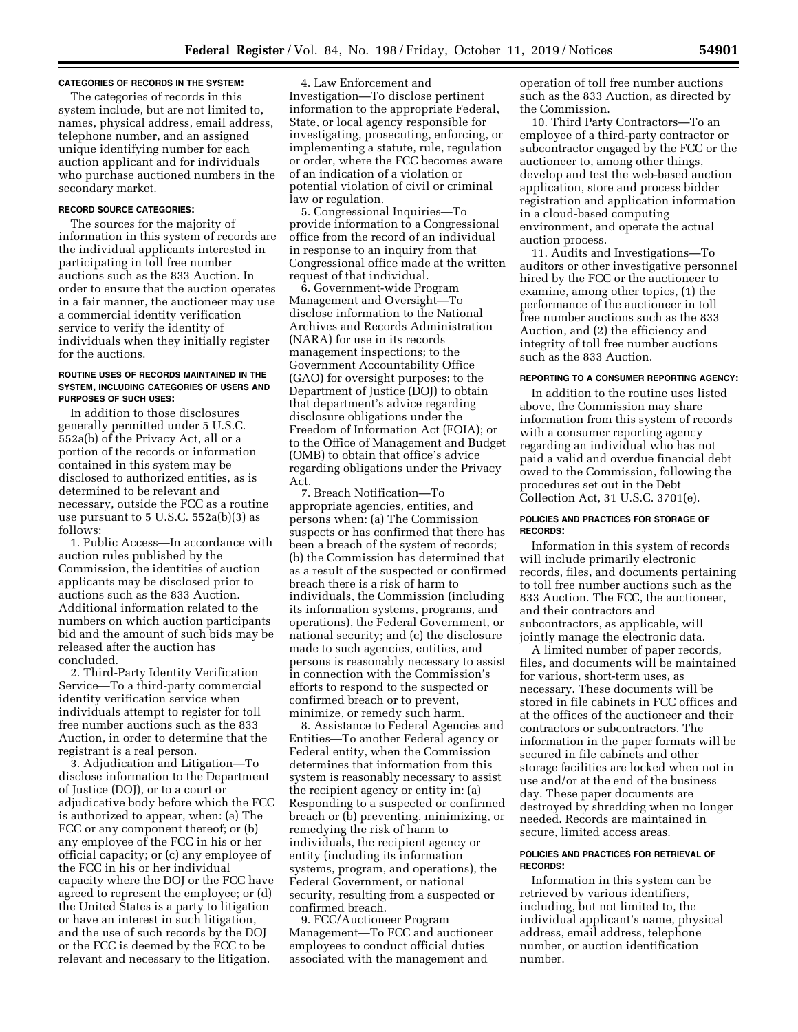#### CATEGORIES OF RECORDS IN THE SYSTEM:

The categories of records in this system include, but are not limited to, names, physical address, email address, telephone number, and an assigned unique identifying number for each auction applicant and for individuals who purchase auctioned numbers in the secondary market.

#### RECORD SOURCE CATEGORIES:

The sources for the majority of information in this system of records are the individual applicants interested in participating in toll free number auctions such as the 833 Auction. In order to ensure that the auction operates in a fair manner, the auctioneer may use a commercial identity verification service to verify the identity of individuals when they initially register for the auctions.

#### ROUTINE USES OF RECORDS MAINTAINED IN THE SYSTEM, INCLUDING CATEGORIES OF USERS AND PURPOSES OF SUCH USES:

In addition to those disclosures generally permitted under 5 U.S.C. 552a(b) of the Privacy Act, all or a portion of the records or information contained in this system may be disclosed to authorized entities, as is determined to be relevant and necessary, outside the FCC as a routine use pursuant to 5 U.S.C. 552a(b)(3) as follows:

1. Public Access—In accordance with auction rules published by the Commission, the identities of auction applicants may be disclosed prior to auctions such as the 833 Auction. Additional information related to the numbers on which auction participants bid and the amount of such bids may be released after the auction has concluded.

2. Third-Party Identity Verification Service—To a third-party commercial identity verification service when individuals attempt to register for toll free number auctions such as the 833 Auction, in order to determine that the registrant is a real person.

3. Adjudication and Litigation—To disclose information to the Department of Justice (DOJ), or to a court or adjudicative body before which the FCC is authorized to appear, when: (a) The FCC or any component thereof; or (b) any employee of the FCC in his or her official capacity; or (c) any employee of the FCC in his or her individual capacity where the DOJ or the FCC have agreed to represent the employee; or (d) the United States is a party to litigation or have an interest in such litigation, and the use of such records by the DOJ or the FCC is deemed by the FCC to be relevant and necessary to the litigation.

4. Law Enforcement and Investigation—To disclose pertinent information to the appropriate Federal, State, or local agency responsible for investigating, prosecuting, enforcing, or implementing a statute, rule, regulation or order, where the FCC becomes aware of an indication of a violation or potential violation of civil or criminal law or regulation.

5. Congressional Inquiries—To provide information to a Congressional office from the record of an individual in response to an inquiry from that Congressional office made at the written request of that individual.

6. Government-wide Program Management and Oversight—To disclose information to the National Archives and Records Administration (NARA) for use in its records management inspections; to the Government Accountability Office (GAO) for oversight purposes; to the Department of Justice (DOJ) to obtain that department's advice regarding disclosure obligations under the Freedom of Information Act (FOIA); or to the Office of Management and Budget (OMB) to obtain that office's advice regarding obligations under the Privacy Act.

7. Breach Notification—To appropriate agencies, entities, and persons when: (a) The Commission suspects or has confirmed that there has been a breach of the system of records; (b) the Commission has determined that as a result of the suspected or confirmed breach there is a risk of harm to individuals, the Commission (including its information systems, programs, and operations), the Federal Government, or national security; and (c) the disclosure made to such agencies, entities, and persons is reasonably necessary to assist in connection with the Commission's efforts to respond to the suspected or confirmed breach or to prevent, minimize, or remedy such harm.

8. Assistance to Federal Agencies and Entities—To another Federal agency or Federal entity, when the Commission determines that information from this system is reasonably necessary to assist the recipient agency or entity in: (a) Responding to a suspected or confirmed breach or (b) preventing, minimizing, or remedying the risk of harm to individuals, the recipient agency or entity (including its information systems, program, and operations), the Federal Government, or national security, resulting from a suspected or confirmed breach.

9. FCC/Auctioneer Program Management—To FCC and auctioneer employees to conduct official duties associated with the management and operation of toll free number auctions such as the 833 Auction, as directed by the Commission.

10. Third Party Contractors—To an employee of a third-party contractor or subcontractor engaged by the FCC or the auctioneer to, among other things, develop and test the web-based auction application, store and process bidder registration and application information in a cloud-based computing environment, and operate the actual auction process.

11. Audits and Investigations—To auditors or other investigative personnel hired by the FCC or the auctioneer to examine, among other topics, (1) the performance of the auctioneer in toll free number auctions such as the 833 Auction, and (2) the efficiency and integrity of toll free number auctions such as the 833 Auction.

#### REPORTING TO A CONSUMER REPORTING AGENCY:

In addition to the routine uses listed above, the Commission may share information from this system of records with a consumer reporting agency regarding an individual who has not paid a valid and overdue financial debt owed to the Commission, following the procedures set out in the Debt Collection Act, 31 U.S.C. 3701(e).

#### POLICIES AND PRACTICES FOR STORAGE OF RECORDS:

Information in this system of records will include primarily electronic records, files, and documents pertaining to toll free number auctions such as the 833 Auction. The FCC, the auctioneer, and their contractors and subcontractors, as applicable, will jointly manage the electronic data.

A limited number of paper records, files, and documents will be maintained for various, short-term uses, as necessary. These documents will be stored in file cabinets in FCC offices and at the offices of the auctioneer and their contractors or subcontractors. The information in the paper formats will be secured in file cabinets and other storage facilities are locked when not in use and/or at the end of the business day. These paper documents are destroyed by shredding when no longer needed. Records are maintained in secure, limited access areas.

#### POLICIES AND PRACTICES FOR RETRIEVAL OF RECORDS:

Information in this system can be retrieved by various identifiers, including, but not limited to, the individual applicant's name, physical address, email address, telephone number, or auction identification number.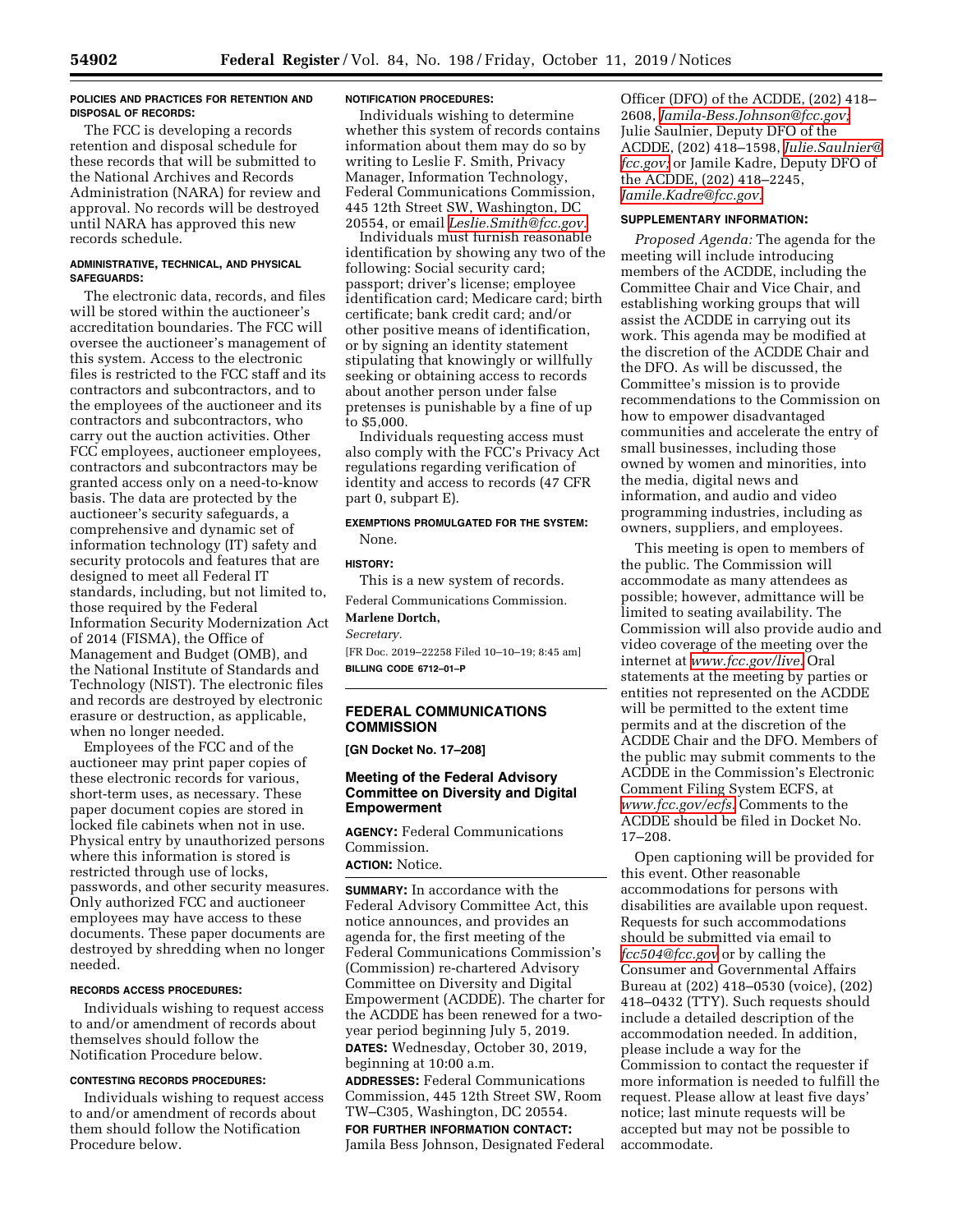**POLICIES AND PRACTICES FOR RETENTION AND DISPOSAL OF RECORDS:**

The FCC is developing a records retention and disposal schedule for these records that will be submitted to the National Archives and Records Administration (NARA) for review and approval. No records will be destroyed until NARA has approved this new records schedule.

**ADMINISTRATIVE, TECHNICAL, AND PHYSICAL SAFEGUARDS:**

The electronic data, records, and files will be stored within the auctioneer's accreditation boundaries. The FCC will oversee the auctioneer's management of this system. Access to the electronic files is restricted to the FCC staff and its contractors and subcontractors, and to the employees of the auctioneer and its contractors and subcontractors, who carry out the auction activities. Other FCC employees, auctioneer employees, contractors and subcontractors may be granted access only on a need-to-know basis. The data are protected by the auctioneer's security safeguards, a comprehensive and dynamic set of information technology (IT) safety and security protocols and features that are designed to meet all Federal IT standards, including, but not limited to, those required by the Federal Information Security Modernization Act of 2014 (FISMA), the Office of Management and Budget (OMB), and the National Institute of Standards and Technology (NIST). The electronic files and records are destroyed by electronic erasure or destruction, as applicable, when no longer needed.

Employees of the FCC and of the auctioneer may print paper copies of these electronic records for various, short-term uses, as necessary. These paper document copies are stored in locked file cabinets when not in use. Physical entry by unauthorized persons where this information is stored is restricted through use of locks, passwords, and other security measures. Only authorized FCC and auctioneer employees may have access to these documents. These paper documents are destroyed by shredding when no longer needed.

**RECORDS ACCESS PROCEDURES:**

Individuals wishing to request access to and/or amendment of records about themselves should follow the Notification Procedure below.

**CONTESTING RECORDS PROCEDURES:**

Individuals wishing to request access to and/or amendment of records about them should follow the Notification Procedure below.

**NOTIFICATION PROCEDURES:**

Individuals wishing to determine whether this system of records contains information about them may do so by writing to Leslie F. Smith, Privacy Manager, Information Technology, Federal Communications Commission, 445 12th Street SW, Washington, DC 20554, or email *Leslie.Smith@fcc.gov*.

Individuals must furnish reasonable identification by showing any two of the following: Social security card; passport; driver's license; employee identification card; Medicare card; birth certificate; bank credit card; and/or other positive means of identification, or by signing an identity statement stipulating that knowingly or willfully seeking or obtaining access to records about another person under false pretenses is punishable by a fine of up to $5,000.

Individuals requesting access must also comply with the FCC's Privacy Act regulations regarding verification of identity and access to records (47 CFR part 0, subpart E).

**EXEMPTIONS PROMULGATED FOR THE SYSTEM:**

None.

**HISTORY:**

This is a new system of records.

Federal Communications Commission.

**Marlene Dortch,**

*Secretary.*

[FR Doc. 2019–22258 Filed 10–10–19; 8:45 am]

**BILLING CODE 6712–01–P**

## FEDERAL COMMUNICATIONS COMMISSION

**[GN Docket No. 17–208]**

### Meeting of the Federal Advisory Committee on Diversity and Digital Empowerment

**AGENCY:** Federal Communications Commission.

**ACTION:** Notice.

**SUMMARY:** In accordance with the Federal Advisory Committee Act, this notice announces, and provides an agenda for, the first meeting of the Federal Communications Commission's (Commission) re-chartered Advisory Committee on Diversity and Digital Empowerment (ACDDE). The charter for the ACDDE has been renewed for a two-year period beginning July 5, 2019.

**DATES:** Wednesday, October 30, 2019, beginning at 10:00 a.m.

**ADDRESSES:** Federal Communications Commission, 445 12th Street SW, Room TW–C305, Washington, DC 20554.

**FOR FURTHER INFORMATION CONTACT:** Jamila Bess Johnson, Designated Federal Officer (DFO) of the ACDDE, (202) 418–2608, *Jamila-Bess.Johnson@fcc.gov;* Julie Saulnier, Deputy DFO of the ACDDE, (202) 418–1598, *Julie.Saulnier@fcc.gov;* or Jamile Kadre, Deputy DFO of the ACDDE, (202) 418–2245, *Jamile.Kadre@fcc.gov*.

**SUPPLEMENTARY INFORMATION:**

*Proposed Agenda:* The agenda for the meeting will include introducing members of the ACDDE, including the Committee Chair and Vice Chair, and establishing working groups that will assist the ACDDE in carrying out its work. This agenda may be modified at the discretion of the ACDDE Chair and the DFO. As will be discussed, the Committee's mission is to provide recommendations to the Commission on how to empower disadvantaged communities and accelerate the entry of small businesses, including those owned by women and minorities, into the media, digital news and information, and audio and video programming industries, including as owners, suppliers, and employees.

This meeting is open to members of the public. The Commission will accommodate as many attendees as possible; however, admittance will be limited to seating availability. The Commission will also provide audio and video coverage of the meeting over the internet at *www.fcc.gov/live*. Oral statements at the meeting by parties or entities not represented on the ACDDE will be permitted to the extent time permits and at the discretion of the ACDDE Chair and the DFO. Members of the public may submit comments to the ACDDE in the Commission's Electronic Comment Filing System ECFS, at *www.fcc.gov/ecfs*. Comments to the ACDDE should be filed in Docket No. 17–208.

Open captioning will be provided for this event. Other reasonable accommodations for persons with disabilities are available upon request. Requests for such accommodations should be submitted via email to *fcc504@fcc.gov* or by calling the Consumer and Governmental Affairs Bureau at (202) 418–0530 (voice), (202) 418–0432 (TTY). Such requests should include a detailed description of the accommodation needed. In addition, please include a way for the Commission to contact the requester if more information is needed to fulfill the request. Please allow at least five days' notice; last minute requests will be accepted but may not be possible to accommodate.